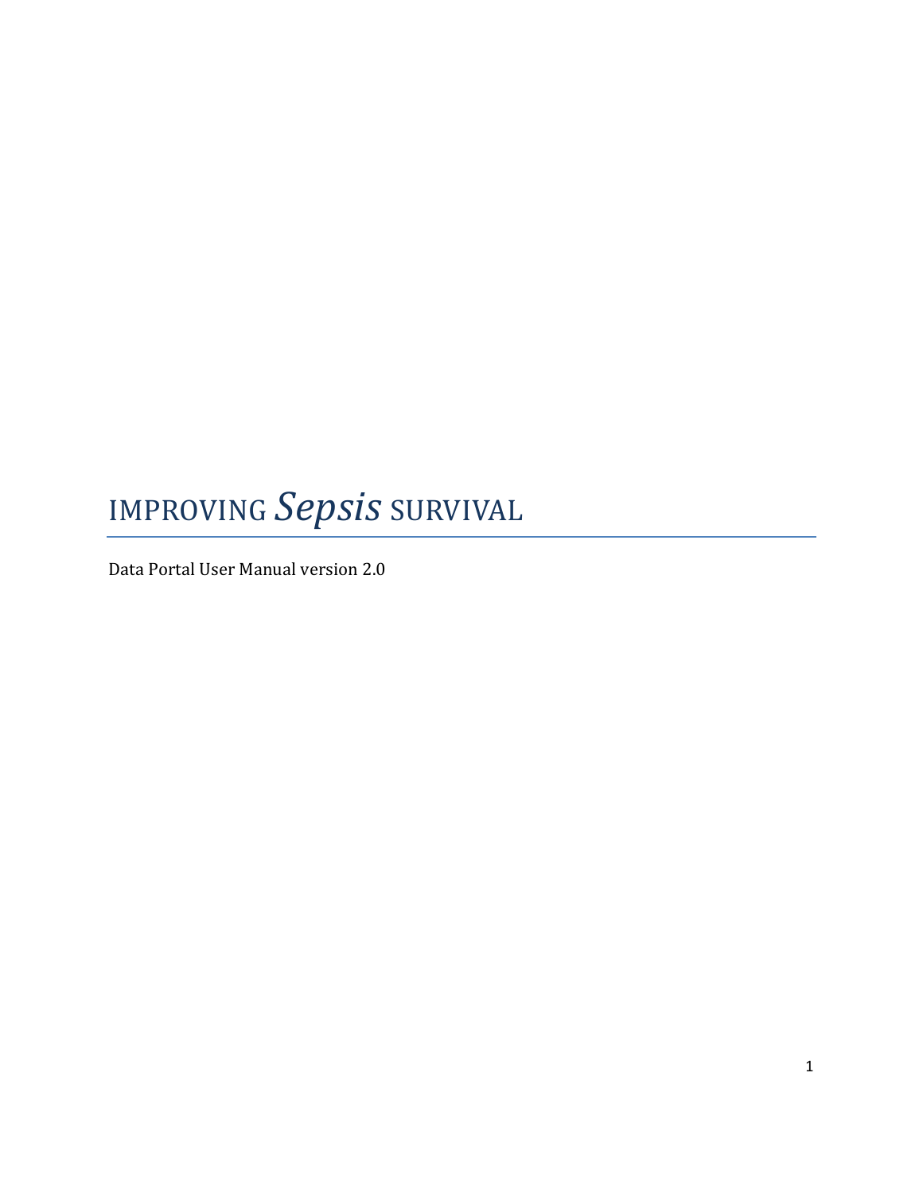# IMPROVING *Sepsis* SURVIVAL

Data Portal User Manual version 2.0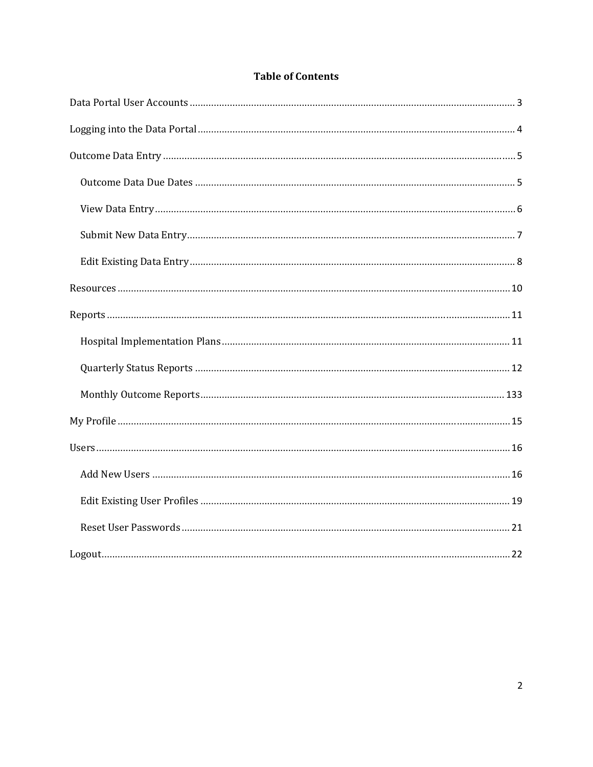# Table of Contents

- Data Portal User Accounts ........ 3
- Logging into the Data Portal ........ 4
- Outcome Data Entry ........ 5
  - Outcome Data Due Dates ........ 5
  - View Data Entry ........ 6
  - Submit New Data Entry ........ 7
  - Edit Existing Data Entry ........ 8
- Resources ........ 10
- Reports ........ 11
  - Hospital Implementation Plans ........ 11
  - Quarterly Status Reports ........ 12
  - Monthly Outcome Reports ........ 133
- My Profile ........ 15
- Users ........ 16
  - Add New Users ........ 16
  - Edit Existing User Profiles ........ 19
  - Reset User Passwords ........ 21
- Logout ........ 22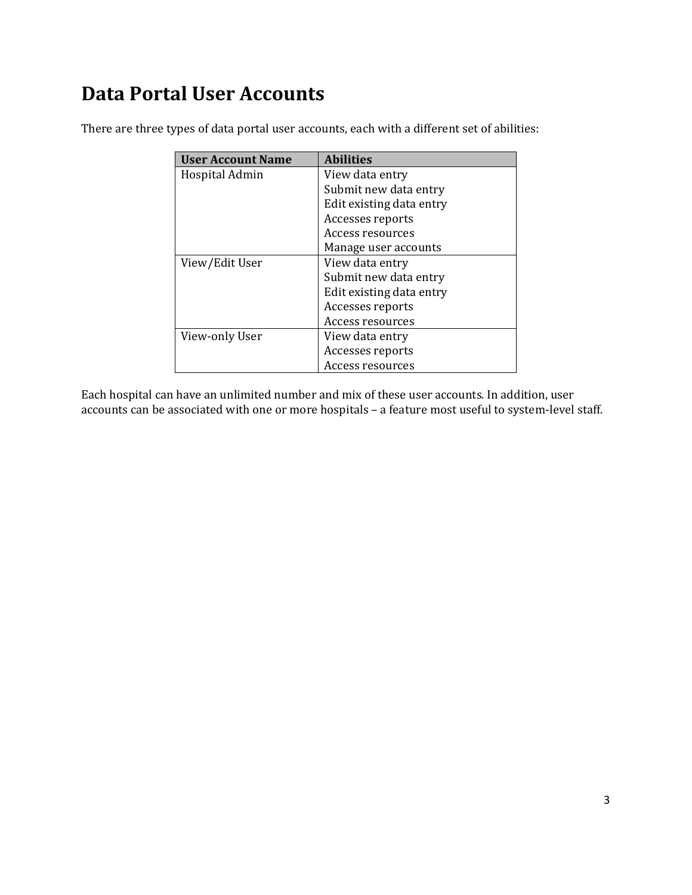# Data Portal User Accounts

There are three types of data portal user accounts, each with a different set of abilities:

| User Account Name | Abilities |
| --- | --- |
| Hospital Admin | View data entry<br>Submit new data entry<br>Edit existing data entry<br>Accesses reports<br>Access resources<br>Manage user accounts |
| View/Edit User | View data entry<br>Submit new data entry<br>Edit existing data entry<br>Accesses reports<br>Access resources |
| View-only User | View data entry<br>Accesses reports<br>Access resources |

Each hospital can have an unlimited number and mix of these user accounts. In addition, user accounts can be associated with one or more hospitals – a feature most useful to system-level staff.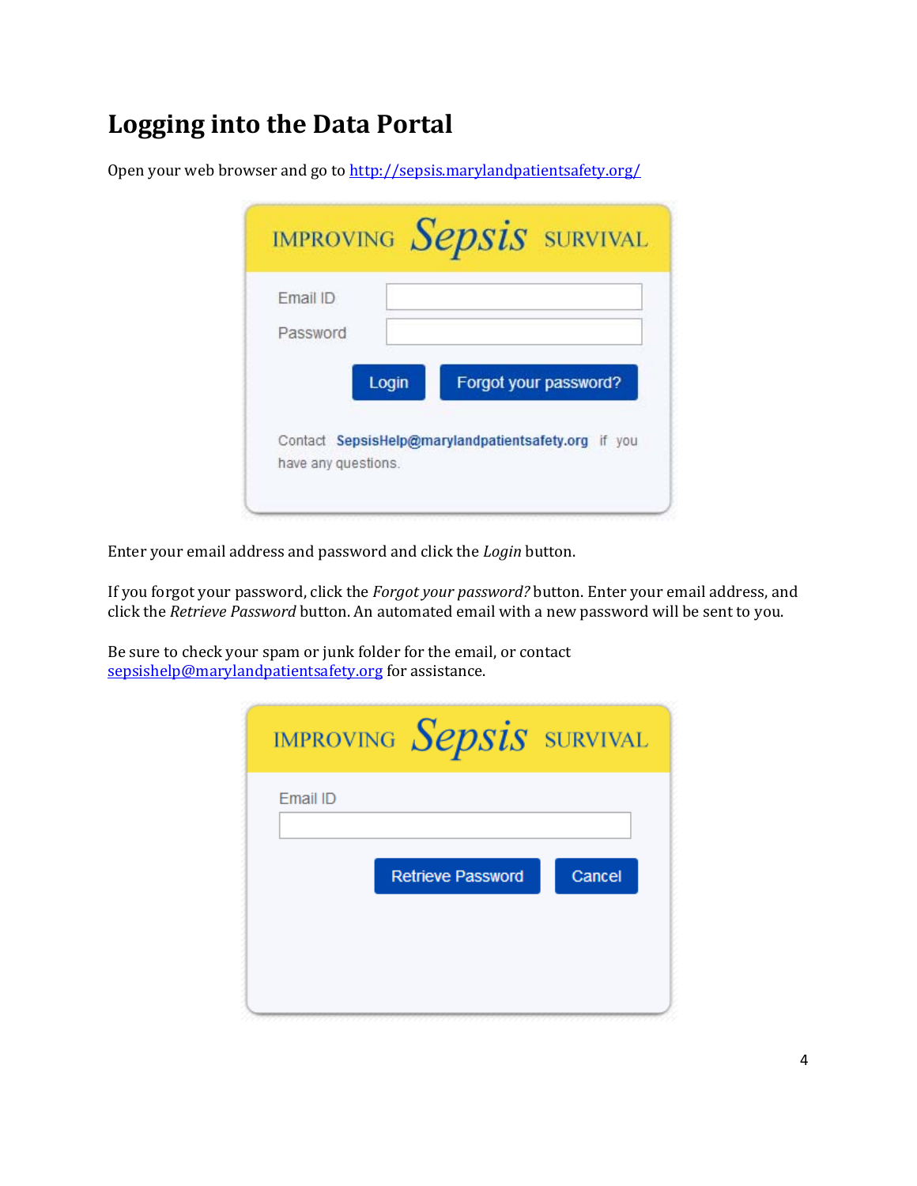# Logging into the Data Portal

Open your web browser and go to http://sepsis.marylandpatientsafety.org/

Enter your email address and password and click the *Login* button.

If you forgot your password, click the *Forgot your password?* button. Enter your email address, and click the *Retrieve Password* button. An automated email with a new password will be sent to you.

Be sure to check your spam or junk folder for the email, or contact sepsishelp@marylandpatientsafety.org for assistance.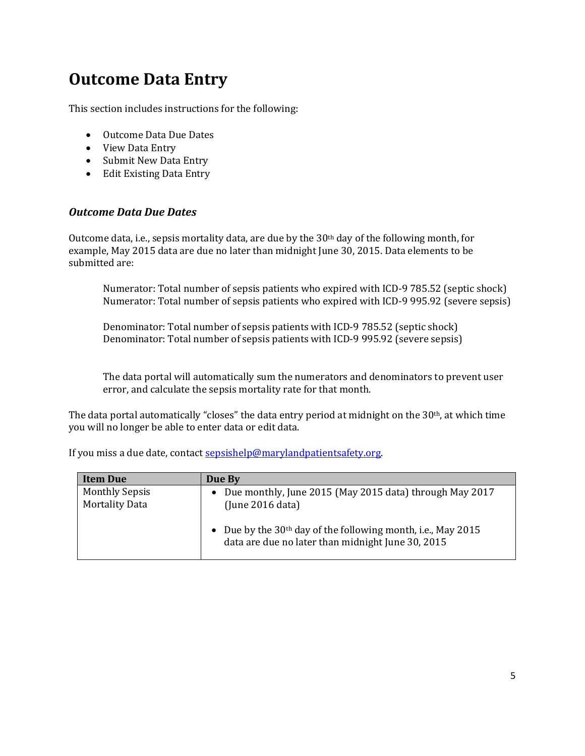# Outcome Data Entry

This section includes instructions for the following:

- Outcome Data Due Dates
- View Data Entry
- Submit New Data Entry
- Edit Existing Data Entry

### *Outcome Data Due Dates*

Outcome data, i.e., sepsis mortality data, are due by the 30th day of the following month, for example, May 2015 data are due no later than midnight June 30, 2015. Data elements to be submitted are:

> Numerator: Total number of sepsis patients who expired with ICD-9 785.52 (septic shock)
> Numerator: Total number of sepsis patients who expired with ICD-9 995.92 (severe sepsis)
>
> Denominator: Total number of sepsis patients with ICD-9 785.52 (septic shock)
> Denominator: Total number of sepsis patients with ICD-9 995.92 (severe sepsis)
>
> The data portal will automatically sum the numerators and denominators to prevent user error, and calculate the sepsis mortality rate for that month.

The data portal automatically "closes" the data entry period at midnight on the 30th, at which time you will no longer be able to enter data or edit data.

If you miss a due date, contact sepsishelp@marylandpatientsafety.org.

| Item Due | Due By |
|---|---|
| Monthly Sepsis Mortality Data | • Due monthly, June 2015 (May 2015 data) through May 2017 (June 2016 data)<br><br>• Due by the 30th day of the following month, i.e., May 2015 data are due no later than midnight June 30, 2015 |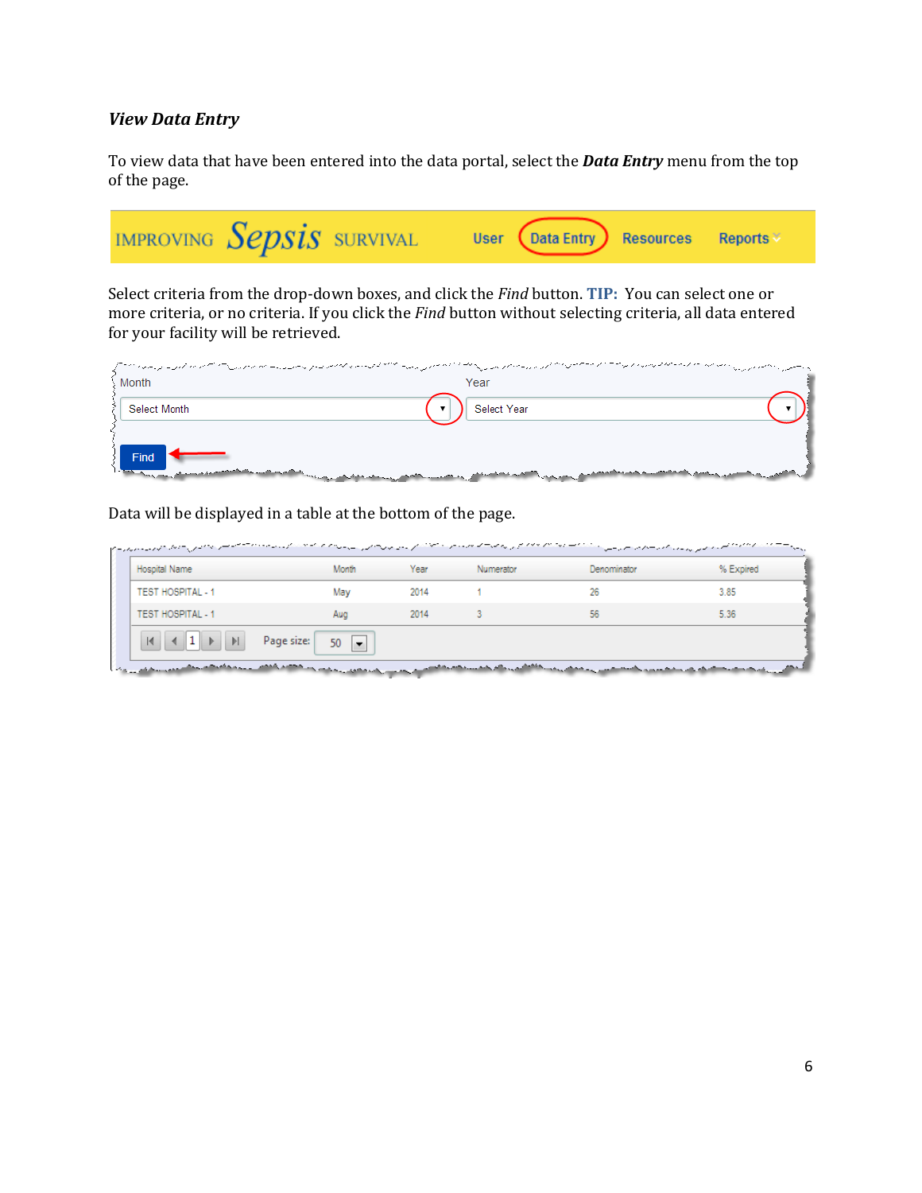### *View Data Entry*

To view data that have been entered into the data portal, select the ***Data Entry*** menu from the top of the page.

IMPROVING Sepsis SURVIVAL User Data Entry Resources Reports

Select criteria from the drop-down boxes, and click the *Find* button. **TIP:** You can select one or more criteria, or no criteria. If you click the *Find* button without selecting criteria, all data entered for your facility will be retrieved.

Month: Select Month | Year: Select Year

Find

Data will be displayed in a table at the bottom of the page.

| Hospital Name | Month | Year | Numerator | Denominator | % Expired |
|---|---|---|---|---|---|
| TEST HOSPITAL - 1 | May | 2014 | 1 | 26 | 3.85 |
| TEST HOSPITAL - 1 | Aug | 2014 | 3 | 56 | 5.36 |

Page size: 50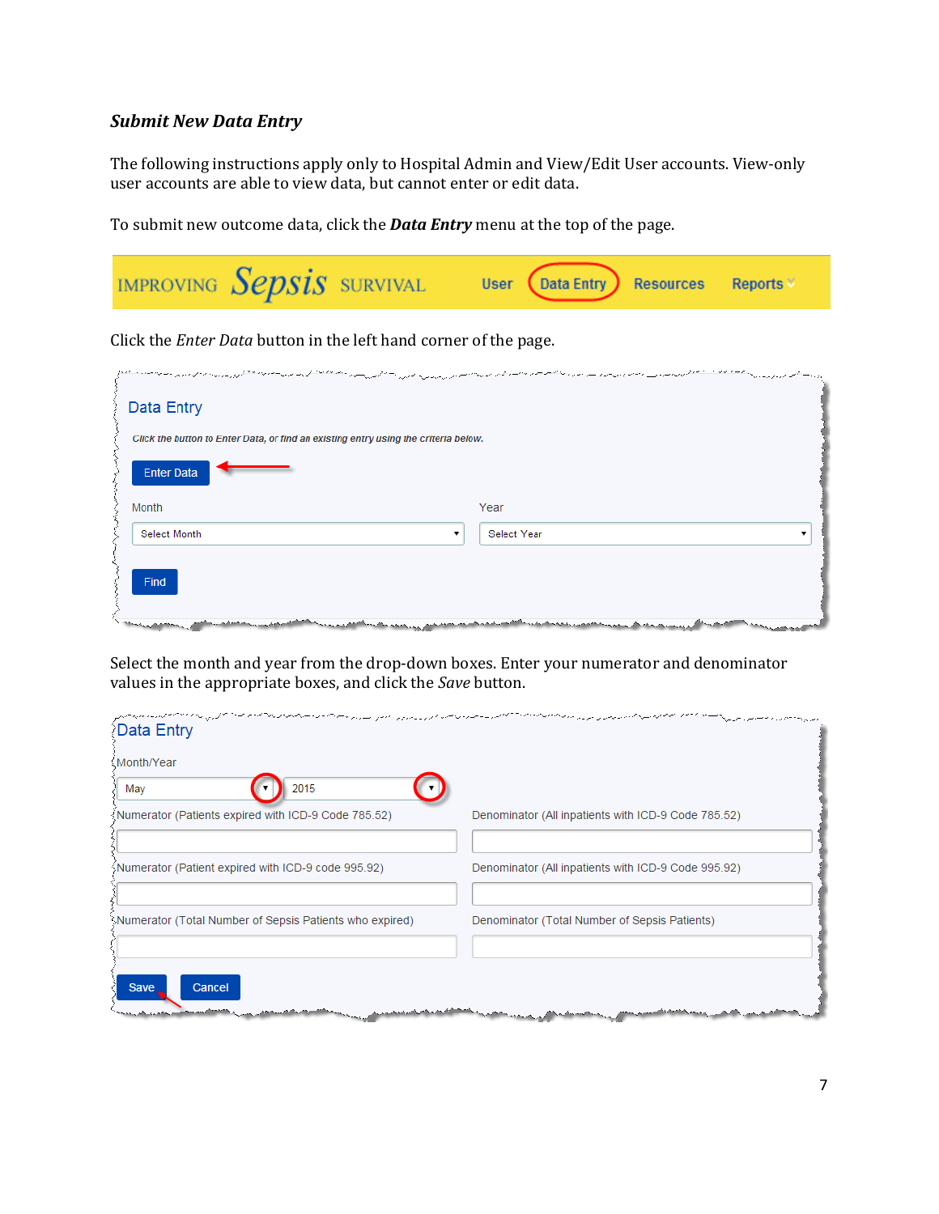### *Submit New Data Entry*

The following instructions apply only to Hospital Admin and View/Edit User accounts. View-only user accounts are able to view data, but cannot enter or edit data.

To submit new outcome data, click the ***Data Entry*** menu at the top of the page.

IMPROVING Sepsis SURVIVAL   User   Data Entry   Resources   Reports

Click the *Enter Data* button in the left hand corner of the page.

Data Entry

Click the button to Enter Data, or find an existing entry using the criteria below.

Enter Data

Month: Select Month

Year: Select Year

Find

Select the month and year from the drop-down boxes. Enter your numerator and denominator values in the appropriate boxes, and click the *Save* button.

Data Entry

Month/Year: May, 2015

Numerator (Patients expired with ICD-9 Code 785.52)

Denominator (All inpatients with ICD-9 Code 785.52)

Numerator (Patient expired with ICD-9 code 995.92)

Denominator (All inpatients with ICD-9 Code 995.92)

Numerator (Total Number of Sepsis Patients who expired)

Denominator (Total Number of Sepsis Patients)

Save   Cancel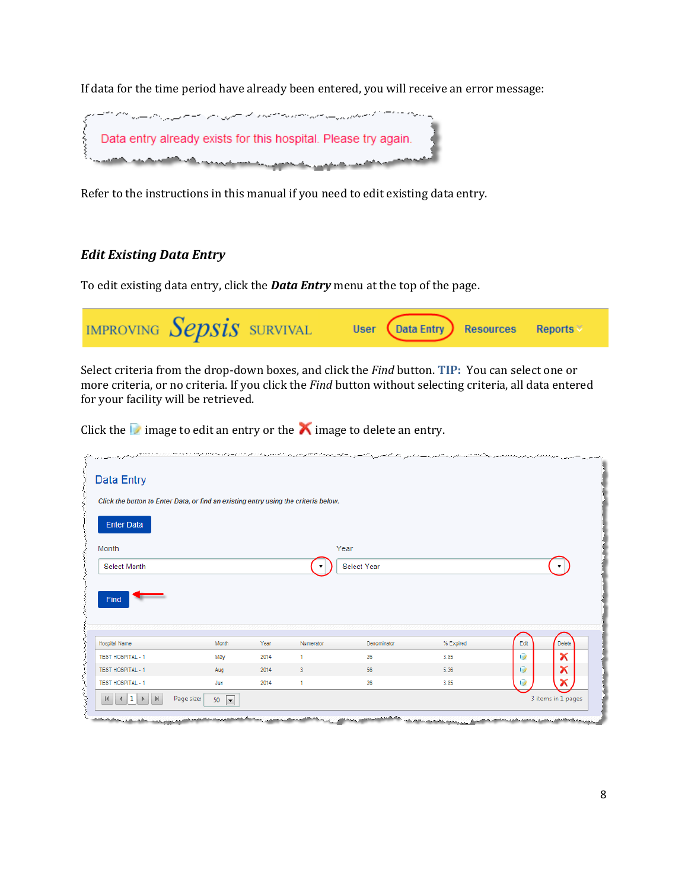If data for the time period have already been entered, you will receive an error message:

Data entry already exists for this hospital. Please try again.

Refer to the instructions in this manual if you need to edit existing data entry.

### *Edit Existing Data Entry*

To edit existing data entry, click the ***Data Entry*** menu at the top of the page.

IMPROVING Sepsis SURVIVAL — User | Data Entry | Resources | Reports

Select criteria from the drop-down boxes, and click the *Find* button. **TIP:** You can select one or more criteria, or no criteria. If you click the *Find* button without selecting criteria, all data entered for your facility will be retrieved.

Click the image to edit an entry or the image to delete an entry.

**Data Entry**

*Click the button to Enter Data, or find an existing entry using the criteria below.*

Enter Data

Month: Select Month

Year: Select Year

Find

| Hospital Name | Month | Year | Numerator | Denominator | % Expired | Edit | Delete |
|---|---|---|---|---|---|---|---|
| TEST HOSPITAL - 1 | May | 2014 | 1 | 26 | 3.85 | | |
| TEST HOSPITAL - 1 | Aug | 2014 | 3 | 56 | 5.36 | | |
| TEST HOSPITAL - 1 | Jun | 2014 | 1 | 26 | 3.85 | | |

Page size: 50 — 3 items in 1 pages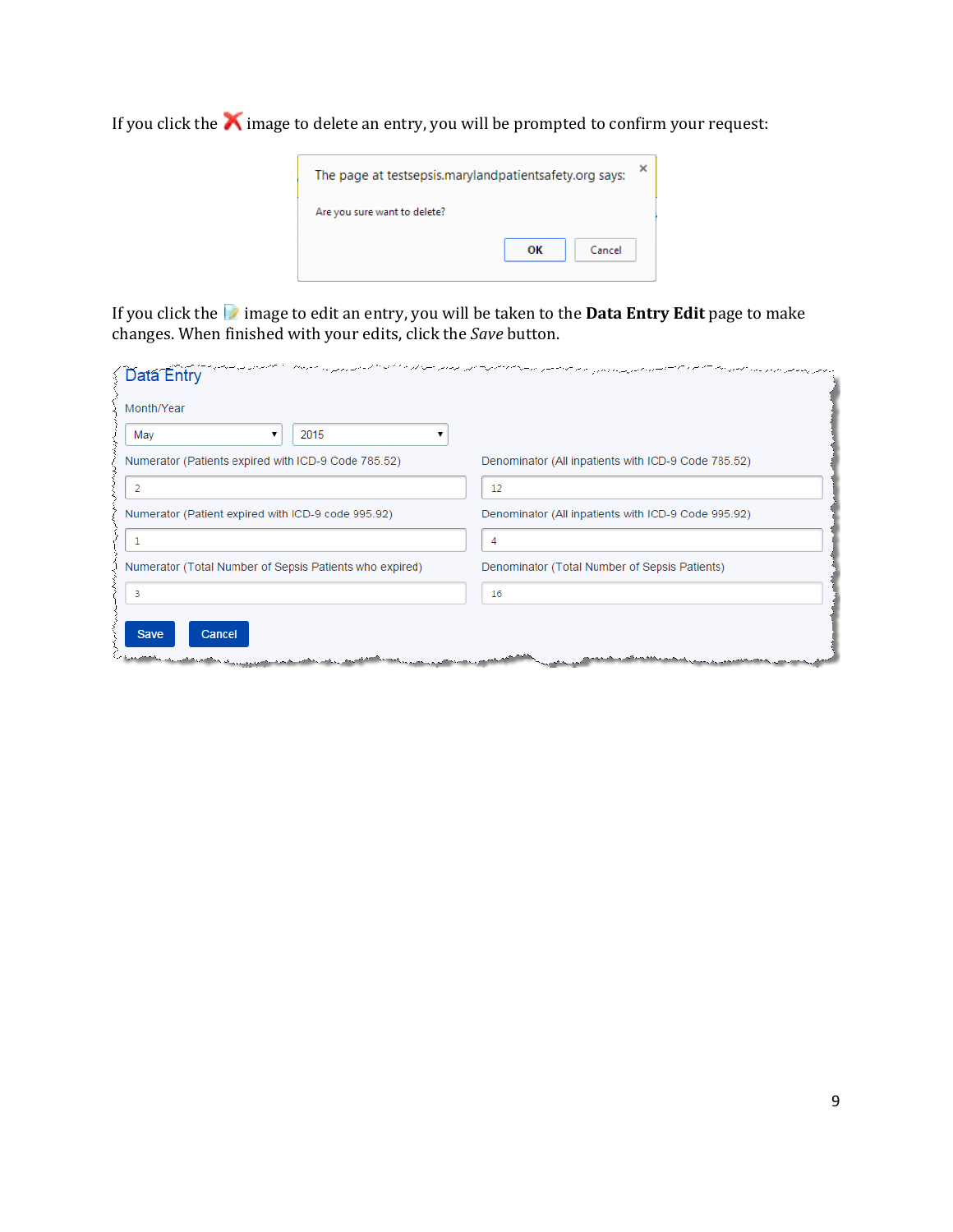If you click the ❌ image to delete an entry, you will be prompted to confirm your request:

The page at testsepsis.marylandpatientsafety.org says:

Are you sure want to delete?

OK | Cancel

If you click the 📝 image to edit an entry, you will be taken to the **Data Entry Edit** page to make changes. When finished with your edits, click the *Save* button.

Data Entry

Month/Year

May | 2015

| Numerator (Patients expired with ICD-9 Code 785.52) | Denominator (All inpatients with ICD-9 Code 785.52) |
|---|---|
| 2 | 12 |
| **Numerator (Patient expired with ICD-9 code 995.92)** | **Denominator (All inpatients with ICD-9 Code 995.92)** |
| 1 | 4 |
| **Numerator (Total Number of Sepsis Patients who expired)** | **Denominator (Total Number of Sepsis Patients)** |
| 3 | 16 |

Save | Cancel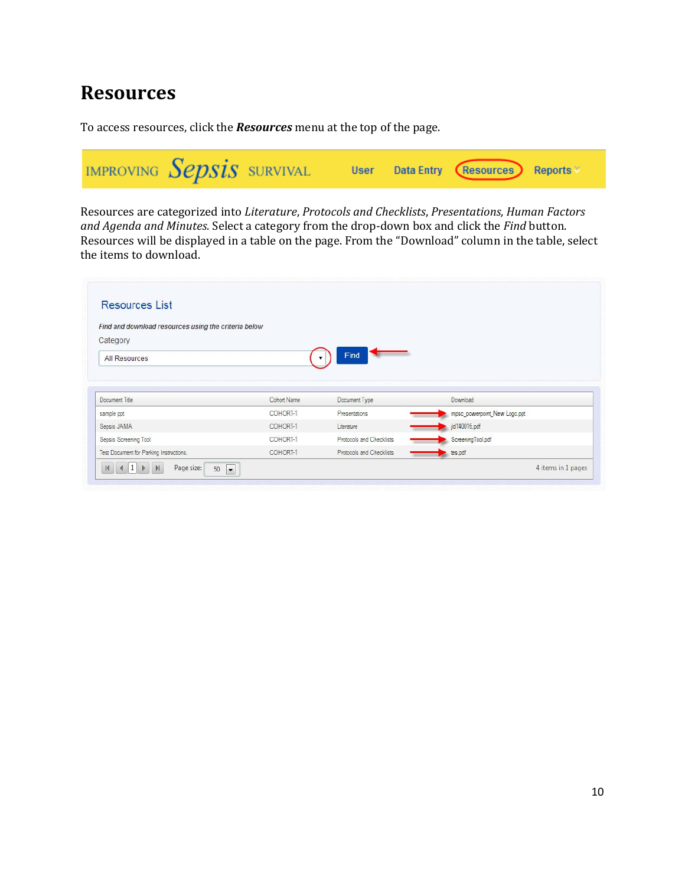# Resources

To access resources, click the ***Resources*** menu at the top of the page.

IMPROVING Sepsis SURVIVAL User Data Entry Resources Reports

Resources are categorized into *Literature*, *Protocols and Checklists*, *Presentations*, *Human Factors and Agenda and Minutes*. Select a category from the drop-down box and click the *Find* button. Resources will be displayed in a table on the page. From the "Download" column in the table, select the items to download.

Resources List

*Find and download resources using the criteria below*

Category

All Resources Find

| Document Title | Cohort Name | Document Type | Download |
|---|---|---|---|
| sample ppt | COHORT-1 | Presentations | mpsc_powerpoint_New Logo.ppt |
| Sepsis JAMA | COHORT-1 | Literature | jjd140016.pdf |
| Sepsis Screening Tool | COHORT-1 | Protocols and Checklists | ScreeningTool.pdf |
| Test Document for Parking Instructions. | COHORT-1 | Protocols and Checklists | tes.pdf |

Page size: 50 — 4 items in 1 pages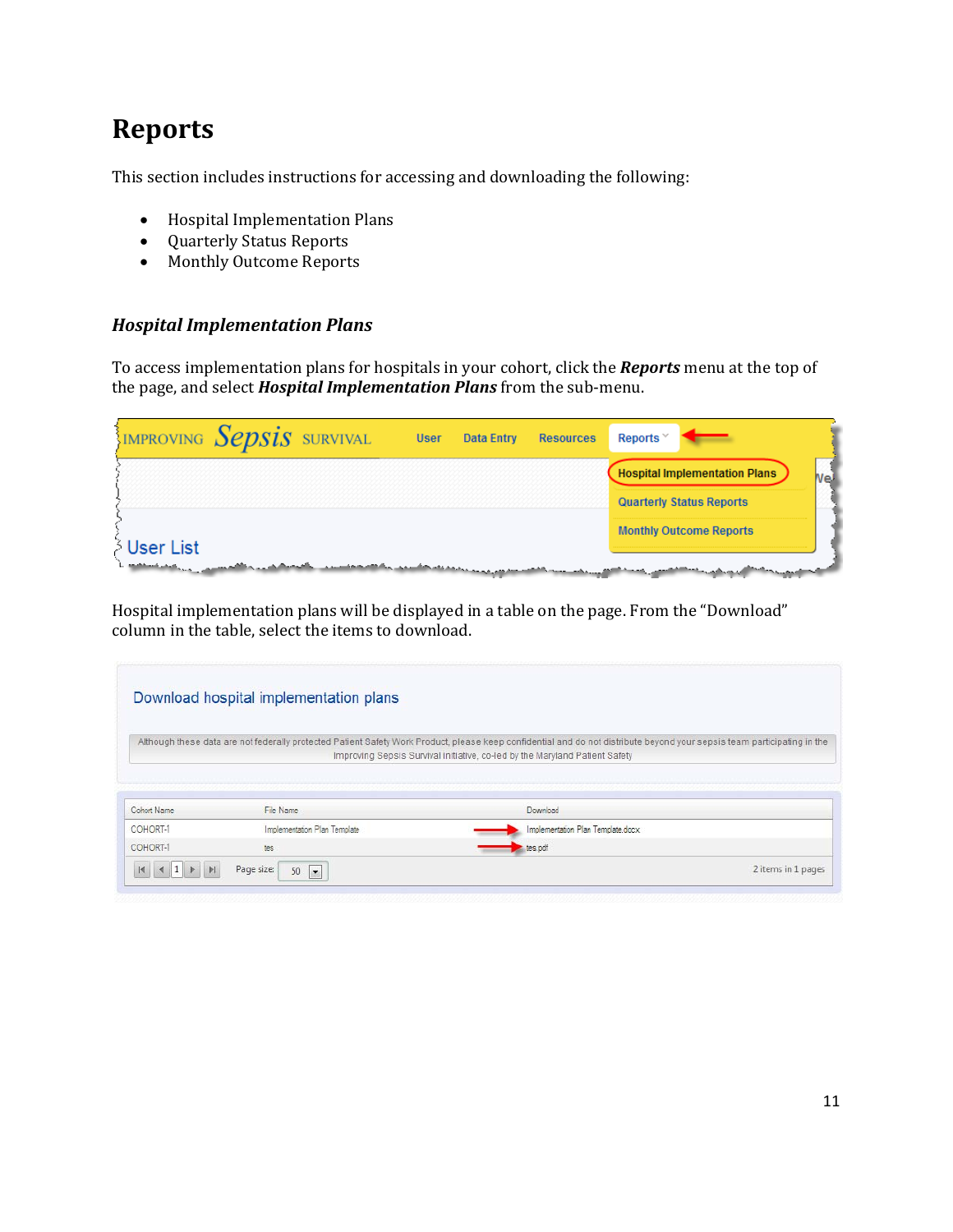# Reports

This section includes instructions for accessing and downloading the following:

- Hospital Implementation Plans
- Quarterly Status Reports
- Monthly Outcome Reports

### *Hospital Implementation Plans*

To access implementation plans for hospitals in your cohort, click the ***Reports*** menu at the top of the page, and select ***Hospital Implementation Plans*** from the sub-menu.

Hospital implementation plans will be displayed in a table on the page. From the "Download" column in the table, select the items to download.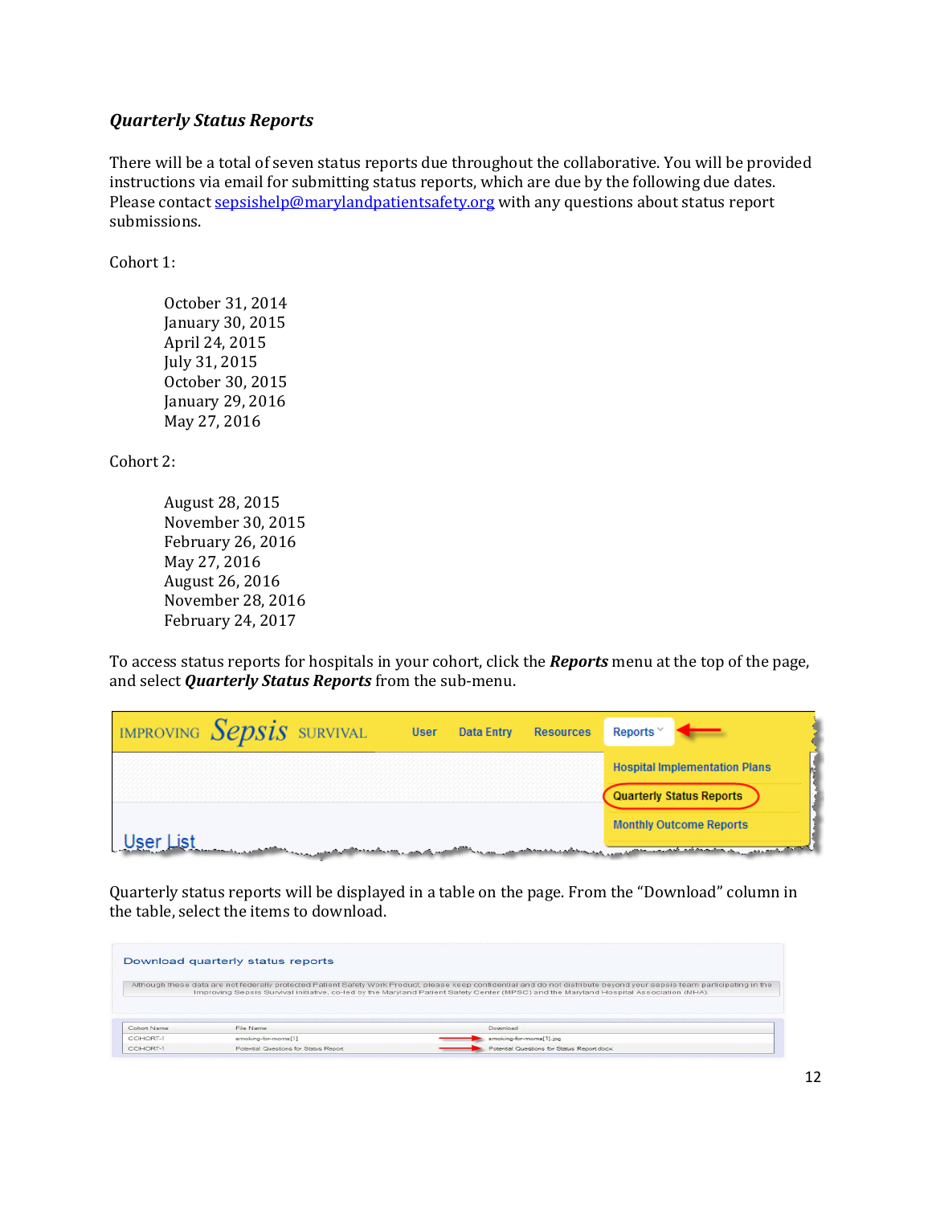### ***Quarterly Status Reports***

There will be a total of seven status reports due throughout the collaborative. You will be provided instructions via email for submitting status reports, which are due by the following due dates. Please contact sepsishelp@marylandpatientsafety.org with any questions about status report submissions.

Cohort 1:

October 31, 2014
January 30, 2015
April 24, 2015
July 31, 2015
October 30, 2015
January 29, 2016
May 27, 2016

Cohort 2:

August 28, 2015
November 30, 2015
February 26, 2016
May 27, 2016
August 26, 2016
November 28, 2016
February 24, 2017

To access status reports for hospitals in your cohort, click the ***Reports*** menu at the top of the page, and select ***Quarterly Status Reports*** from the sub-menu.

Quarterly status reports will be displayed in a table on the page. From the "Download" column in the table, select the items to download.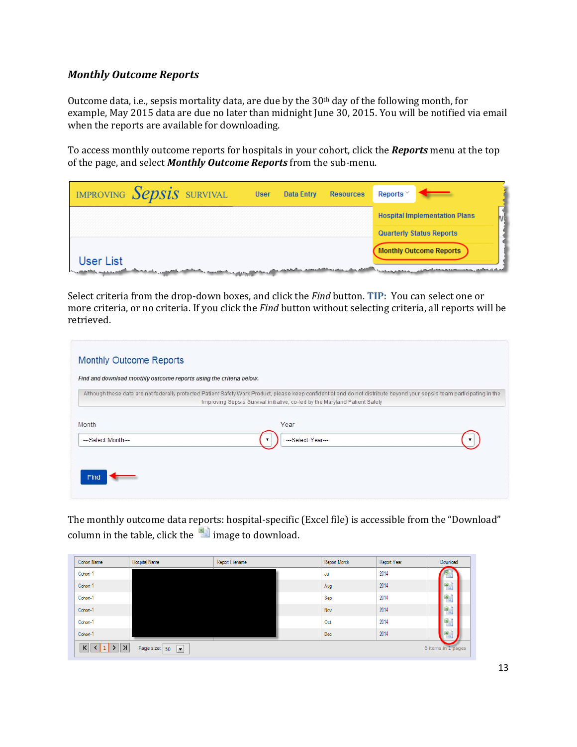### *Monthly Outcome Reports*

Outcome data, i.e., sepsis mortality data, are due by the 30th day of the following month, for example, May 2015 data are due no later than midnight June 30, 2015. You will be notified via email when the reports are available for downloading.

To access monthly outcome reports for hospitals in your cohort, click the ***Reports*** menu at the top of the page, and select ***Monthly Outcome Reports*** from the sub-menu.

Select criteria from the drop-down boxes, and click the *Find* button. **TIP:** You can select one or more criteria, or no criteria. If you click the *Find* button without selecting criteria, all reports will be retrieved.

The monthly outcome data reports: hospital-specific (Excel file) is accessible from the "Download" column in the table, click the image to download.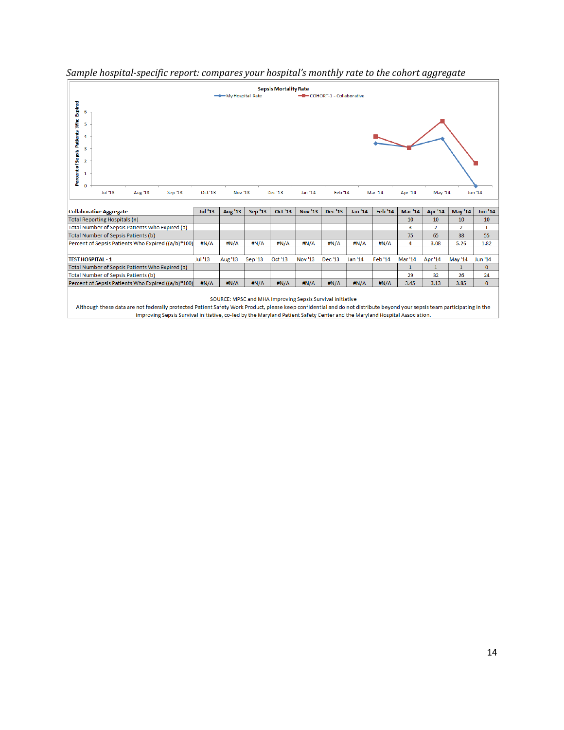*Sample hospital-specific report: compares your hospital's monthly rate to the cohort aggregate*

**Sepsis Mortality Rate**

| Collaborative Aggregate | Jul '13 | Aug '13 | Sep '13 | Oct '13 | Nov '13 | Dec '13 | Jan '14 | Feb '14 | Mar '14 | Apr '14 | May '14 | Jun '14 |
|---|---|---|---|---|---|---|---|---|---|---|---|---|
| Total Reporting Hospitals (n) | | | | | | | | | 10 | 10 | 10 | 10 |
| Total Number of Sepsis Patients Who Expired (a) | | | | | | | | | 3 | 2 | 2 | 1 |
| Total Number of Sepsis Patients (b) | | | | | | | | | 75 | 65 | 38 | 55 |
| Percent of Sepsis Patients Who Expired ((a/b)*100) | #N/A | #N/A | #N/A | #N/A | #N/A | #N/A | #N/A | #N/A | 4 | 3.08 | 5.26 | 1.82 |

| TEST HOSPITAL - 1 | Jul '13 | Aug '13 | Sep '13 | Oct '13 | Nov '13 | Dec '13 | Jan '14 | Feb '14 | Mar '14 | Apr '14 | May '14 | Jun '14 |
|---|---|---|---|---|---|---|---|---|---|---|---|---|
| Total Number of Sepsis Patients Who Expired (a) | | | | | | | | | 1 | 1 | 1 | 0 |
| Total Number of Sepsis Patients (b) | | | | | | | | | 29 | 32 | 26 | 24 |
| Percent of Sepsis Patients Who Expired ((a/b)*100) | #N/A | #N/A | #N/A | #N/A | #N/A | #N/A | #N/A | #N/A | 3.45 | 3.13 | 3.85 | 0 |

SOURCE: MPSC and MHA Improving Sepsis Survival initiative

Although these data are not federally protected Patient Safety Work Product, please keep confidential and do not distribute beyond your sepsis team participating in the Improving Sepsis Survival initiative, co-led by the Maryland Patient Safety Center and the Maryland Hospital Association.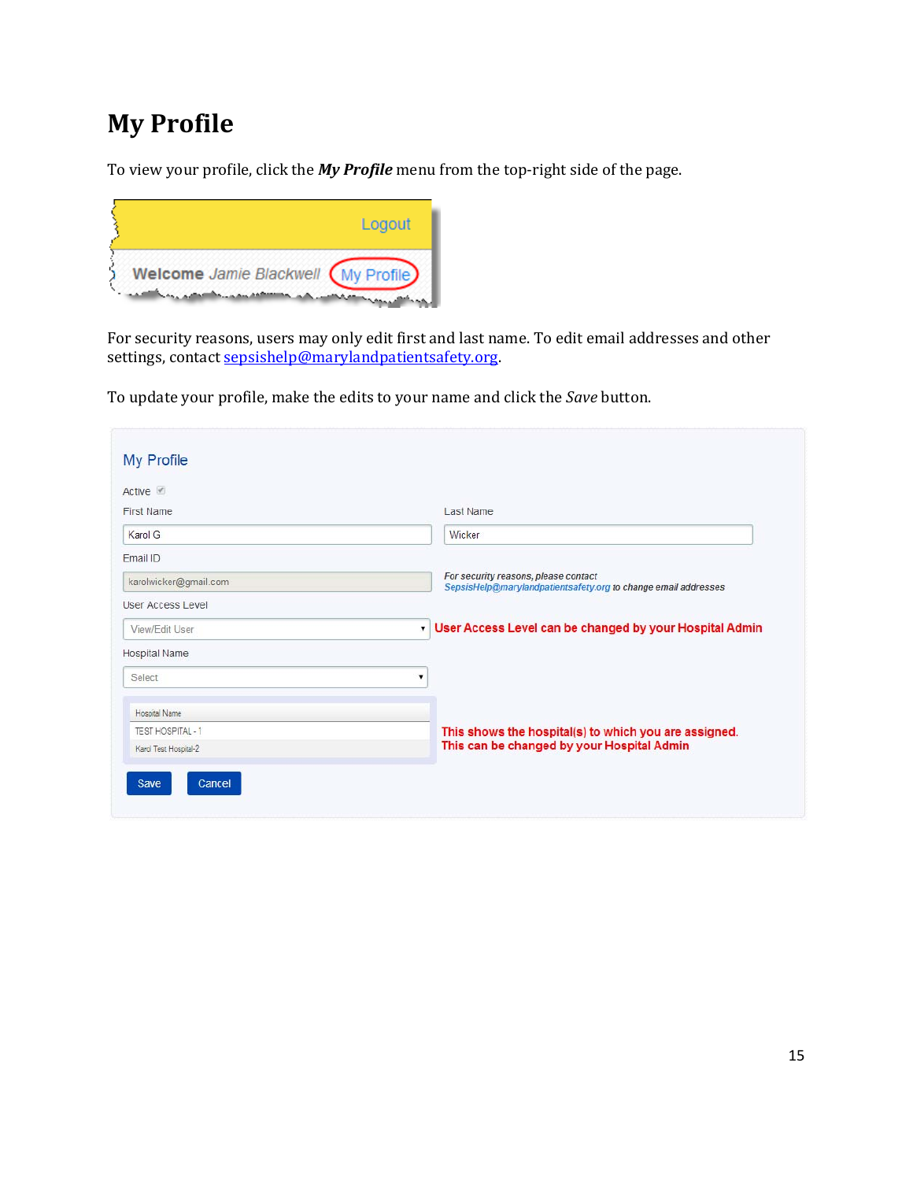# My Profile

To view your profile, click the ***My Profile*** menu from the top-right side of the page.

For security reasons, users may only edit first and last name. To edit email addresses and other settings, contact sepsishelp@marylandpatientsafety.org.

To update your profile, make the edits to your name and click the *Save* button.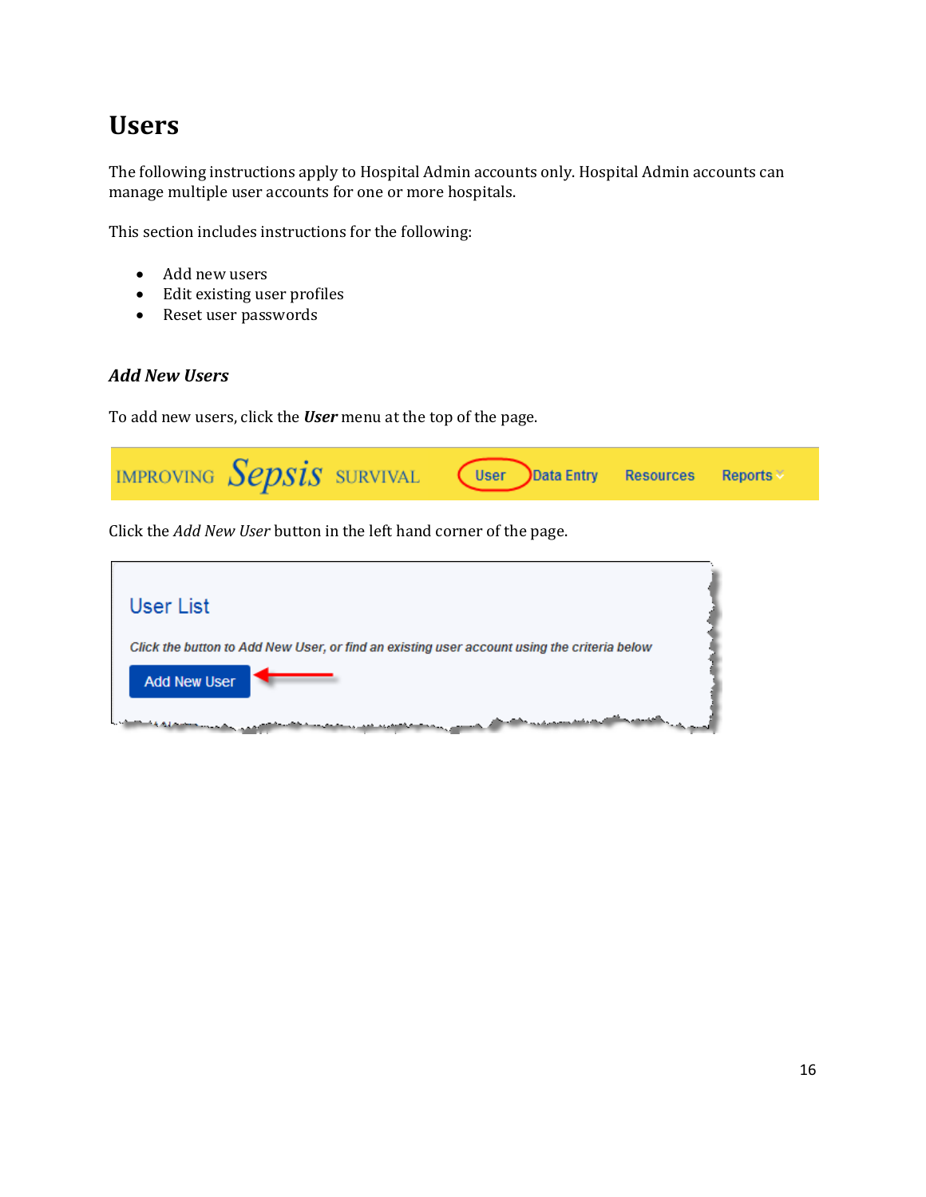# Users

The following instructions apply to Hospital Admin accounts only. Hospital Admin accounts can manage multiple user accounts for one or more hospitals.

This section includes instructions for the following:

- Add new users
- Edit existing user profiles
- Reset user passwords

### *Add New Users*

To add new users, click the ***User*** menu at the top of the page.

Click the *Add New User* button in the left hand corner of the page.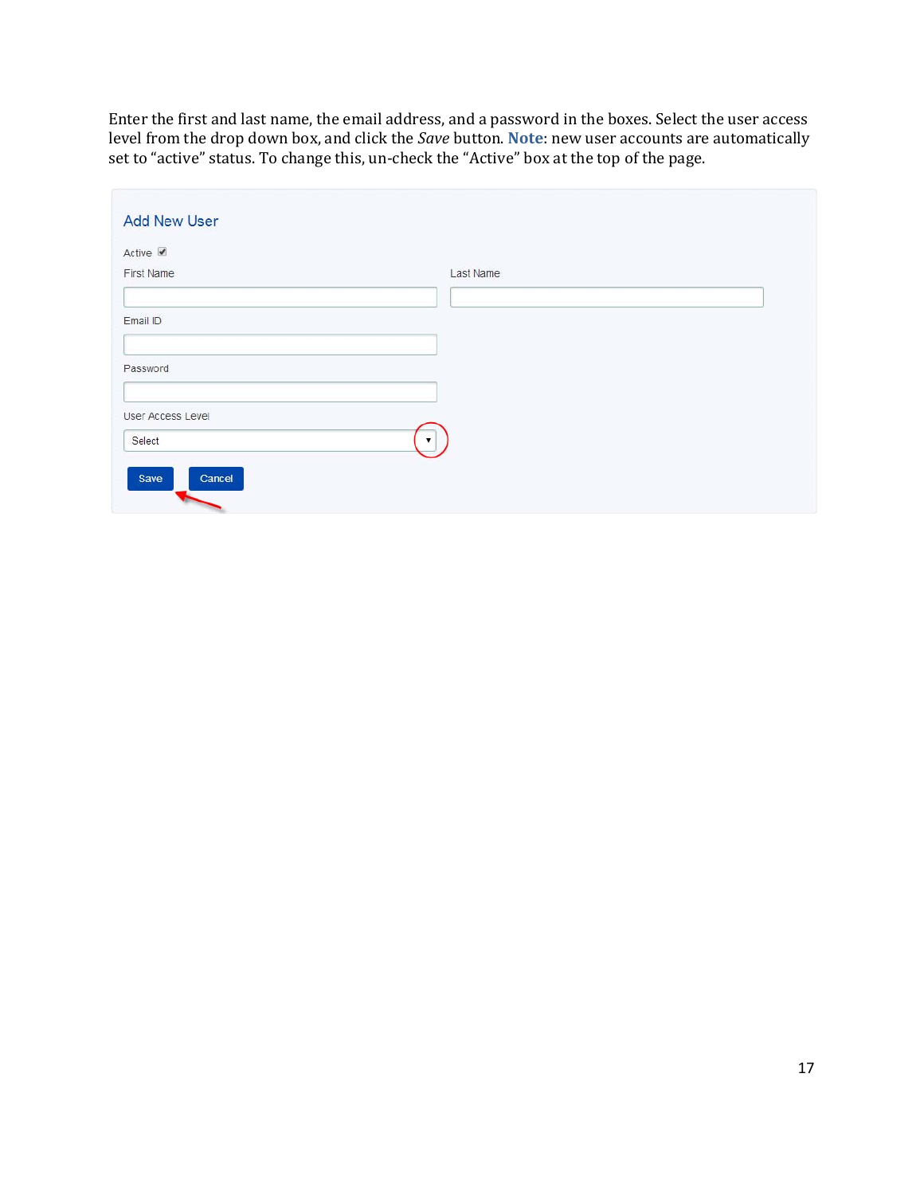Enter the first and last name, the email address, and a password in the boxes. Select the user access level from the drop down box, and click the *Save* button. **Note**: new user accounts are automatically set to "active" status. To change this, un-check the "Active" box at the top of the page.

Add New User

Active ☑

First Name

Last Name

Email ID

Password

User Access Level

Select ▾

Save Cancel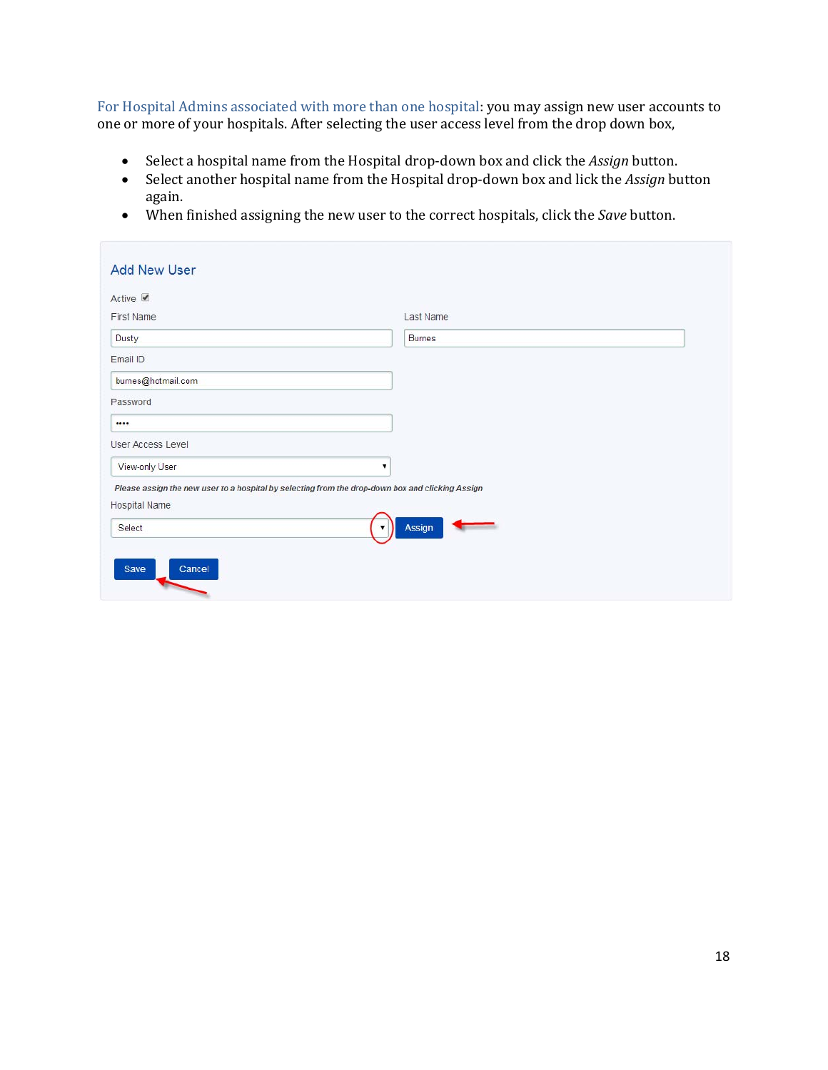For Hospital Admins associated with more than one hospital: you may assign new user accounts to one or more of your hospitals. After selecting the user access level from the drop down box,

- Select a hospital name from the Hospital drop-down box and click the *Assign* button.
- Select another hospital name from the Hospital drop-down box and lick the *Assign* button again.
- When finished assigning the new user to the correct hospitals, click the *Save* button.

## Add New User

Active ☑

First Name: Dusty

Last Name: Burnes

Email ID: burnes@hotmail.com

Password: ••••

User Access Level: View-only User

*Please assign the new user to a hospital by selecting from the drop-down box and clicking Assign*

Hospital Name: Select

Assign

Save | Cancel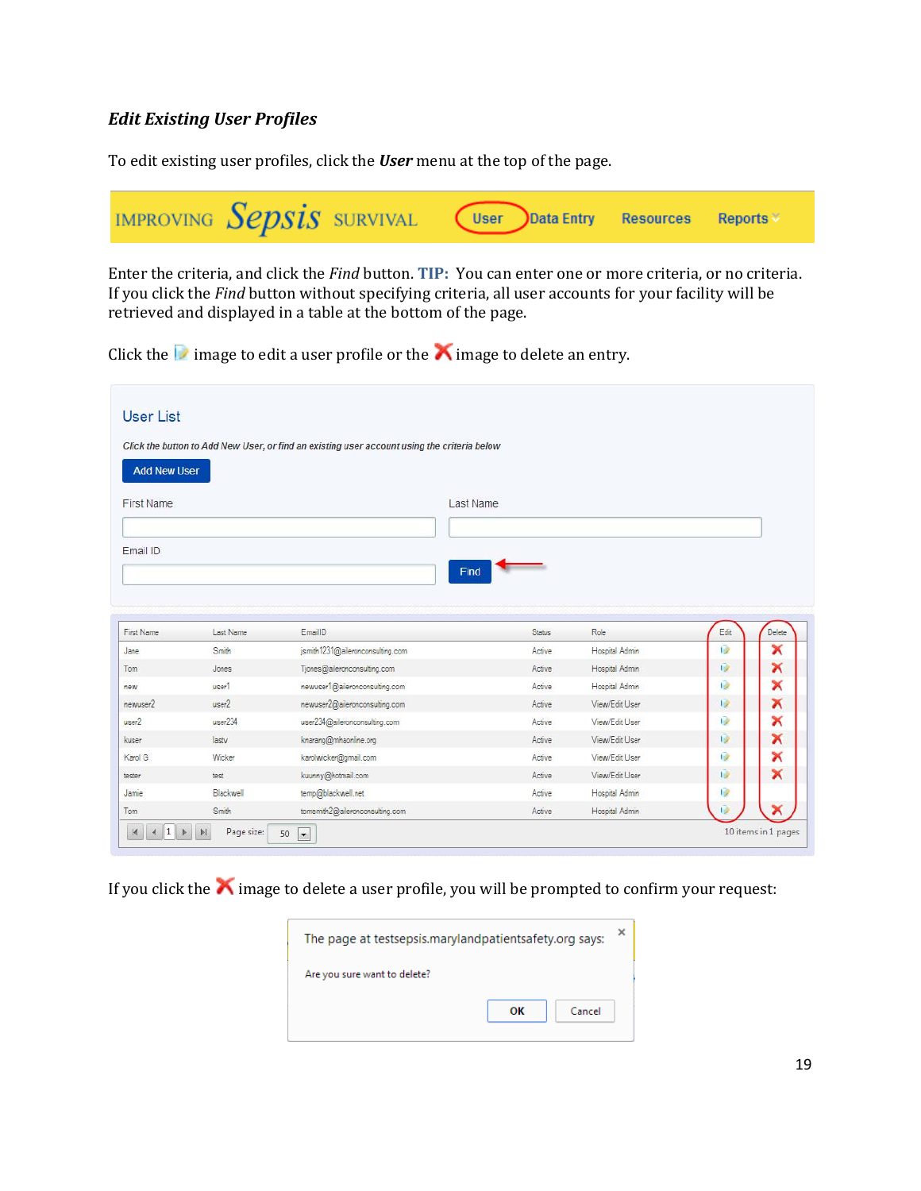### *Edit Existing User Profiles*

To edit existing user profiles, click the ***User*** menu at the top of the page.

Enter the criteria, and click the *Find* button. **TIP:** You can enter one or more criteria, or no criteria. If you click the *Find* button without specifying criteria, all user accounts for your facility will be retrieved and displayed in a table at the bottom of the page.

Click the image to edit a user profile or the image to delete an entry.

If you click the image to delete a user profile, you will be prompted to confirm your request: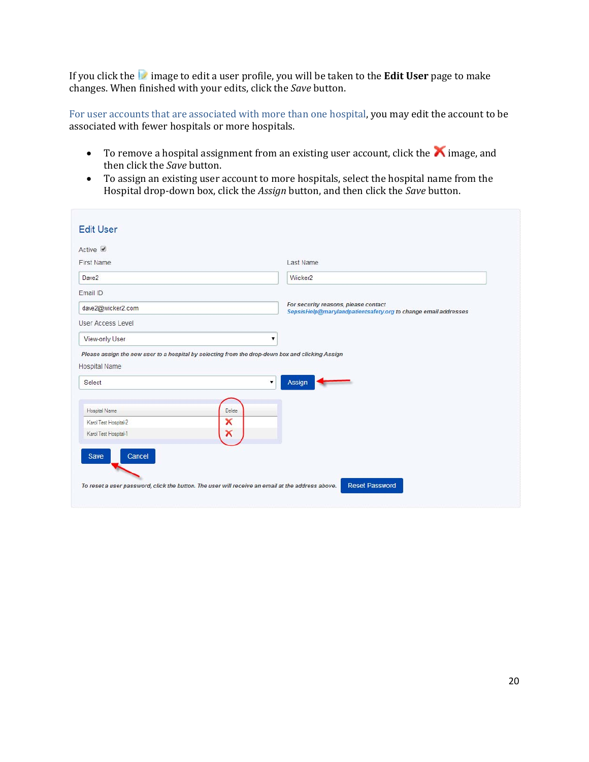If you click the image to edit a user profile, you will be taken to the **Edit User** page to make changes. When finished with your edits, click the *Save* button.

For user accounts that are associated with more than one hospital, you may edit the account to be associated with fewer hospitals or more hospitals.

- To remove a hospital assignment from an existing user account, click the ❌ image, and then click the *Save* button.
- To assign an existing user account to more hospitals, select the hospital name from the Hospital drop-down box, click the *Assign* button, and then click the *Save* button.

## Edit User

Active ☑

First Name: Dave2

Last Name: Wicker2

Email ID: dave2@wicker2.com

*For security reasons, please contact SepsisHelp@marylandpatientsafety.org to change email addresses*

User Access Level: View-only User

*Please assign the new user to a hospital by selecting from the drop-down box and clicking Assign*

Hospital Name: Select [Assign]

| Hospital Name | Delete |
| --- | --- |
| Karol Test Hospital-2 | ❌ |
| Karol Test Hospital-1 | ❌ |

[Save] [Cancel]

*To reset a user password, click the button. The user will receive an email at the address above.* [Reset Password]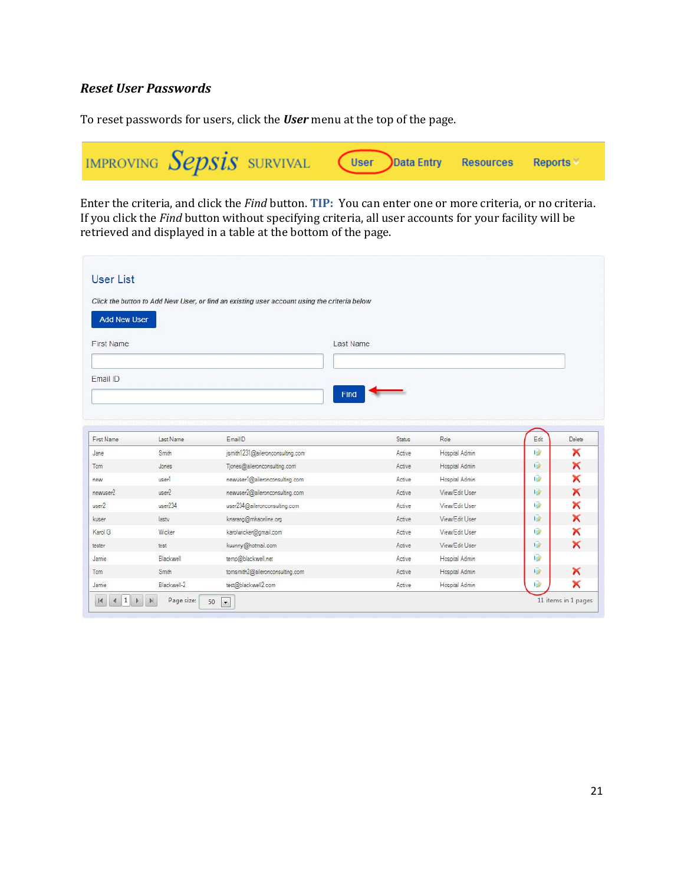### *Reset User Passwords*

To reset passwords for users, click the ***User*** menu at the top of the page.

IMPROVING Sepsis SURVIVAL | User | Data Entry | Resources | Reports

Enter the criteria, and click the *Find* button. **TIP:** You can enter one or more criteria, or no criteria. If you click the *Find* button without specifying criteria, all user accounts for your facility will be retrieved and displayed in a table at the bottom of the page.

User List

*Click the button to Add New User, or find an existing user account using the criteria below*

Add New User

First Name

Last Name

Email ID

Find

| First Name | Last Name | EmailD | Status | Role | Edit | Delete |
|---|---|---|---|---|---|---|
| Jane | Smith | jsmith1231@aileronconsulting.com | Active | Hospital Admin | | ✗ |
| Tom | Jones | Tjones@aileronconsulting.com | Active | Hospital Admin | | ✗ |
| new | user1 | newuser1@aileronconsulting.com | Active | Hospital Admin | | ✗ |
| newuser2 | user2 | newuser2@aileronconsulting.com | Active | View/Edit User | | ✗ |
| user2 | user234 | user234@aileronconsulting.com | Active | View/Edit User | | ✗ |
| kuser | lastv | knarang@mkaonline.org | Active | View/Edit User | | ✗ |
| Karol G | Wicker | karolwicker@gmail.com | Active | View/Edit User | | ✗ |
| tester | test | kuunny@hotmail.com | Active | View/Edit User | | ✗ |
| Jamie | Blackwell | temp@blackwell.net | Active | Hospital Admin | | |
| Tom | Smith | tomsmith2@aileronconsulting.com | Active | Hospital Admin | | ✗ |
| Jamie | Blackwell-2 | test@blackwell2.com | Active | Hospital Admin | | ✗ |

Page size: 50 — 11 items in 1 pages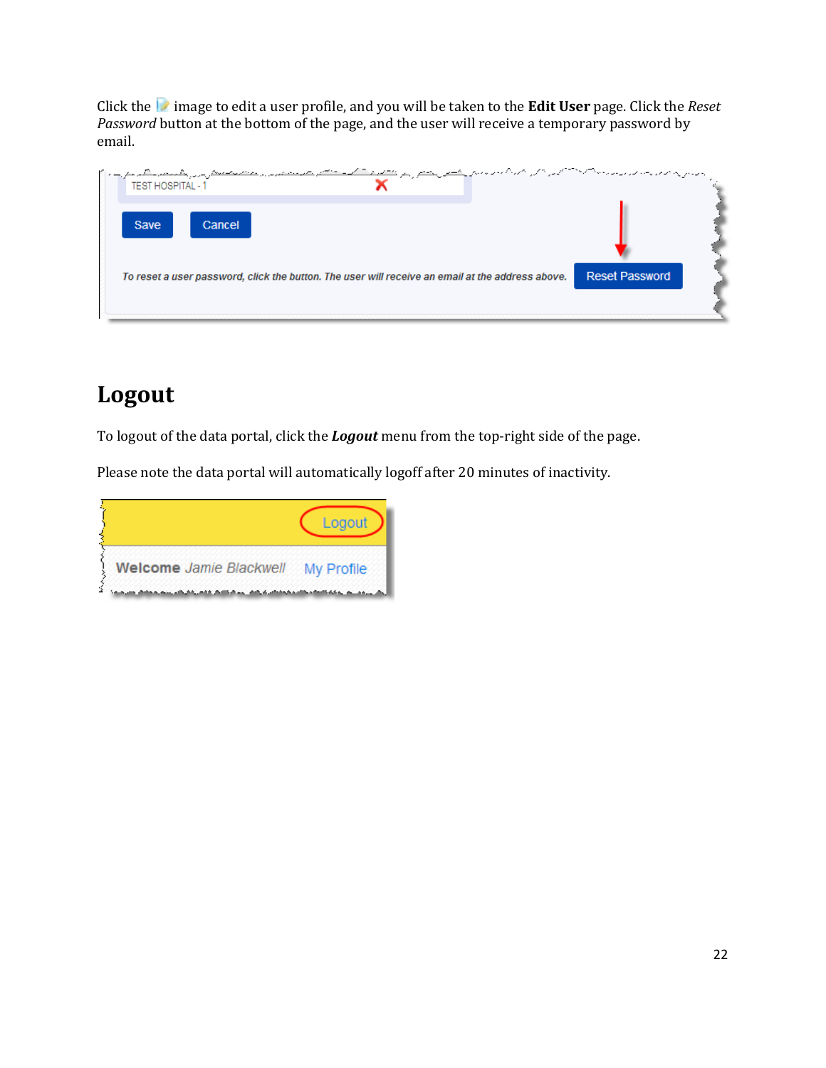Click the image to edit a user profile, and you will be taken to the **Edit User** page. Click the *Reset Password* button at the bottom of the page, and the user will receive a temporary password by email.

## Logout

To logout of the data portal, click the ***Logout*** menu from the top-right side of the page.

Please note the data portal will automatically logoff after 20 minutes of inactivity.